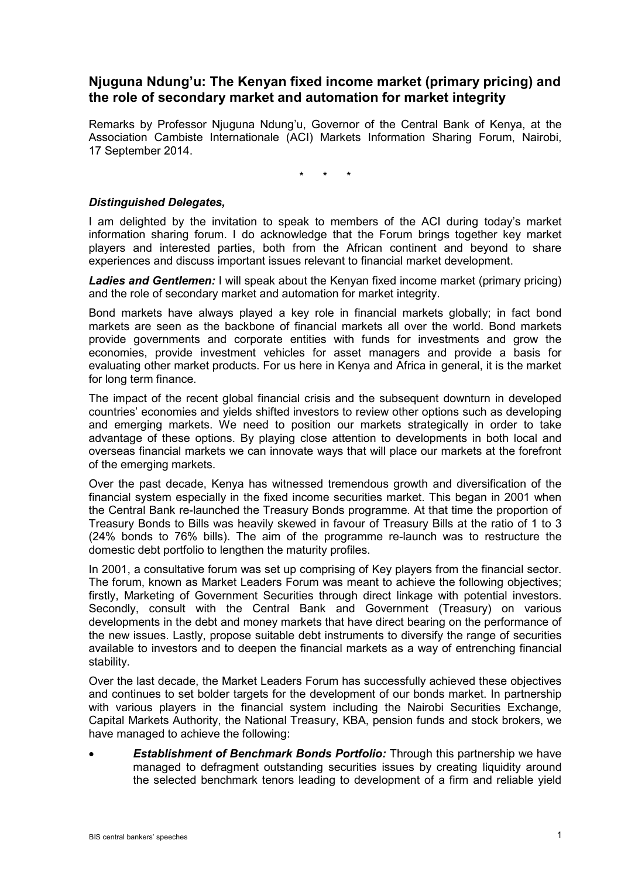# Njuguna Ndung'u: The Kenyan fixed income market (primary pricing) and the role of secondary market and automation for market integrity

Remarks by Professor Njuguna Ndung'u, Governor of the Central Bank of Kenya, at the Association Cambiste Internationale (ACI) Markets Information Sharing Forum, Nairobi, 17 September 2014.

\* \* \*

***Distinguished Delegates,***

I am delighted by the invitation to speak to members of the ACI during today's market information sharing forum. I do acknowledge that the Forum brings together key market players and interested parties, both from the African continent and beyond to share experiences and discuss important issues relevant to financial market development.

***Ladies and Gentlemen:*** I will speak about the Kenyan fixed income market (primary pricing) and the role of secondary market and automation for market integrity.

Bond markets have always played a key role in financial markets globally; in fact bond markets are seen as the backbone of financial markets all over the world. Bond markets provide governments and corporate entities with funds for investments and grow the economies, provide investment vehicles for asset managers and provide a basis for evaluating other market products. For us here in Kenya and Africa in general, it is the market for long term finance.

The impact of the recent global financial crisis and the subsequent downturn in developed countries' economies and yields shifted investors to review other options such as developing and emerging markets. We need to position our markets strategically in order to take advantage of these options. By playing close attention to developments in both local and overseas financial markets we can innovate ways that will place our markets at the forefront of the emerging markets.

Over the past decade, Kenya has witnessed tremendous growth and diversification of the financial system especially in the fixed income securities market. This began in 2001 when the Central Bank re-launched the Treasury Bonds programme. At that time the proportion of Treasury Bonds to Bills was heavily skewed in favour of Treasury Bills at the ratio of 1 to 3 (24% bonds to 76% bills). The aim of the programme re-launch was to restructure the domestic debt portfolio to lengthen the maturity profiles.

In 2001, a consultative forum was set up comprising of Key players from the financial sector. The forum, known as Market Leaders Forum was meant to achieve the following objectives; firstly, Marketing of Government Securities through direct linkage with potential investors. Secondly, consult with the Central Bank and Government (Treasury) on various developments in the debt and money markets that have direct bearing on the performance of the new issues. Lastly, propose suitable debt instruments to diversify the range of securities available to investors and to deepen the financial markets as a way of entrenching financial stability.

Over the last decade, the Market Leaders Forum has successfully achieved these objectives and continues to set bolder targets for the development of our bonds market. In partnership with various players in the financial system including the Nairobi Securities Exchange, Capital Markets Authority, the National Treasury, KBA, pension funds and stock brokers, we have managed to achieve the following:

- ***Establishment of Benchmark Bonds Portfolio:*** Through this partnership we have managed to defragment outstanding securities issues by creating liquidity around the selected benchmark tenors leading to development of a firm and reliable yield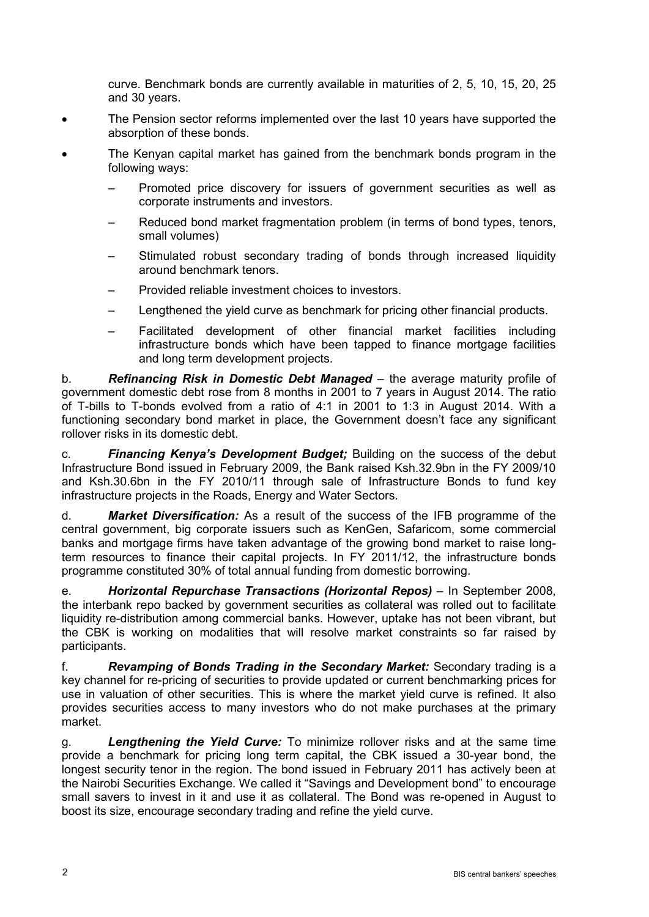curve. Benchmark bonds are currently available in maturities of 2, 5, 10, 15, 20, 25 and 30 years.

- The Pension sector reforms implemented over the last 10 years have supported the absorption of these bonds.
- The Kenyan capital market has gained from the benchmark bonds program in the following ways:
  - Promoted price discovery for issuers of government securities as well as corporate instruments and investors.
  - Reduced bond market fragmentation problem (in terms of bond types, tenors, small volumes)
  - Stimulated robust secondary trading of bonds through increased liquidity around benchmark tenors.
  - Provided reliable investment choices to investors.
  - Lengthened the yield curve as benchmark for pricing other financial products.
  - Facilitated development of other financial market facilities including infrastructure bonds which have been tapped to finance mortgage facilities and long term development projects.

b. ***Refinancing Risk in Domestic Debt Managed*** – the average maturity profile of government domestic debt rose from 8 months in 2001 to 7 years in August 2014. The ratio of T-bills to T-bonds evolved from a ratio of 4:1 in 2001 to 1:3 in August 2014. With a functioning secondary bond market in place, the Government doesn't face any significant rollover risks in its domestic debt.

c. ***Financing Kenya's Development Budget;*** Building on the success of the debut Infrastructure Bond issued in February 2009, the Bank raised Ksh.32.9bn in the FY 2009/10 and Ksh.30.6bn in the FY 2010/11 through sale of Infrastructure Bonds to fund key infrastructure projects in the Roads, Energy and Water Sectors.

d. ***Market Diversification:*** As a result of the success of the IFB programme of the central government, big corporate issuers such as KenGen, Safaricom, some commercial banks and mortgage firms have taken advantage of the growing bond market to raise long-term resources to finance their capital projects. In FY 2011/12, the infrastructure bonds programme constituted 30% of total annual funding from domestic borrowing.

e. ***Horizontal Repurchase Transactions (Horizontal Repos)*** – In September 2008, the interbank repo backed by government securities as collateral was rolled out to facilitate liquidity re-distribution among commercial banks. However, uptake has not been vibrant, but the CBK is working on modalities that will resolve market constraints so far raised by participants.

f. ***Revamping of Bonds Trading in the Secondary Market:*** Secondary trading is a key channel for re-pricing of securities to provide updated or current benchmarking prices for use in valuation of other securities. This is where the market yield curve is refined. It also provides securities access to many investors who do not make purchases at the primary market.

g. ***Lengthening the Yield Curve:*** To minimize rollover risks and at the same time provide a benchmark for pricing long term capital, the CBK issued a 30-year bond, the longest security tenor in the region. The bond issued in February 2011 has actively been at the Nairobi Securities Exchange. We called it "Savings and Development bond" to encourage small savers to invest in it and use it as collateral. The Bond was re-opened in August to boost its size, encourage secondary trading and refine the yield curve.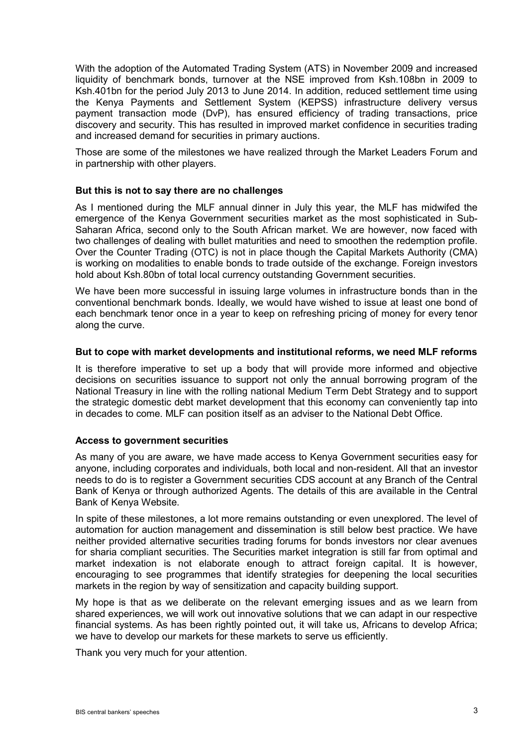With the adoption of the Automated Trading System (ATS) in November 2009 and increased liquidity of benchmark bonds, turnover at the NSE improved from Ksh.108bn in 2009 to Ksh.401bn for the period July 2013 to June 2014. In addition, reduced settlement time using the Kenya Payments and Settlement System (KEPSS) infrastructure delivery versus payment transaction mode (DvP), has ensured efficiency of trading transactions, price discovery and security. This has resulted in improved market confidence in securities trading and increased demand for securities in primary auctions.

Those are some of the milestones we have realized through the Market Leaders Forum and in partnership with other players.

**But this is not to say there are no challenges**

As I mentioned during the MLF annual dinner in July this year, the MLF has midwifed the emergence of the Kenya Government securities market as the most sophisticated in Sub-Saharan Africa, second only to the South African market. We are however, now faced with two challenges of dealing with bullet maturities and need to smoothen the redemption profile. Over the Counter Trading (OTC) is not in place though the Capital Markets Authority (CMA) is working on modalities to enable bonds to trade outside of the exchange. Foreign investors hold about Ksh.80bn of total local currency outstanding Government securities.

We have been more successful in issuing large volumes in infrastructure bonds than in the conventional benchmark bonds. Ideally, we would have wished to issue at least one bond of each benchmark tenor once in a year to keep on refreshing pricing of money for every tenor along the curve.

**But to cope with market developments and institutional reforms, we need MLF reforms**

It is therefore imperative to set up a body that will provide more informed and objective decisions on securities issuance to support not only the annual borrowing program of the National Treasury in line with the rolling national Medium Term Debt Strategy and to support the strategic domestic debt market development that this economy can conveniently tap into in decades to come. MLF can position itself as an adviser to the National Debt Office.

**Access to government securities**

As many of you are aware, we have made access to Kenya Government securities easy for anyone, including corporates and individuals, both local and non-resident. All that an investor needs to do is to register a Government securities CDS account at any Branch of the Central Bank of Kenya or through authorized Agents. The details of this are available in the Central Bank of Kenya Website.

In spite of these milestones, a lot more remains outstanding or even unexplored. The level of automation for auction management and dissemination is still below best practice. We have neither provided alternative securities trading forums for bonds investors nor clear avenues for sharia compliant securities. The Securities market integration is still far from optimal and market indexation is not elaborate enough to attract foreign capital. It is however, encouraging to see programmes that identify strategies for deepening the local securities markets in the region by way of sensitization and capacity building support.

My hope is that as we deliberate on the relevant emerging issues and as we learn from shared experiences, we will work out innovative solutions that we can adapt in our respective financial systems. As has been rightly pointed out, it will take us, Africans to develop Africa; we have to develop our markets for these markets to serve us efficiently.

Thank you very much for your attention.